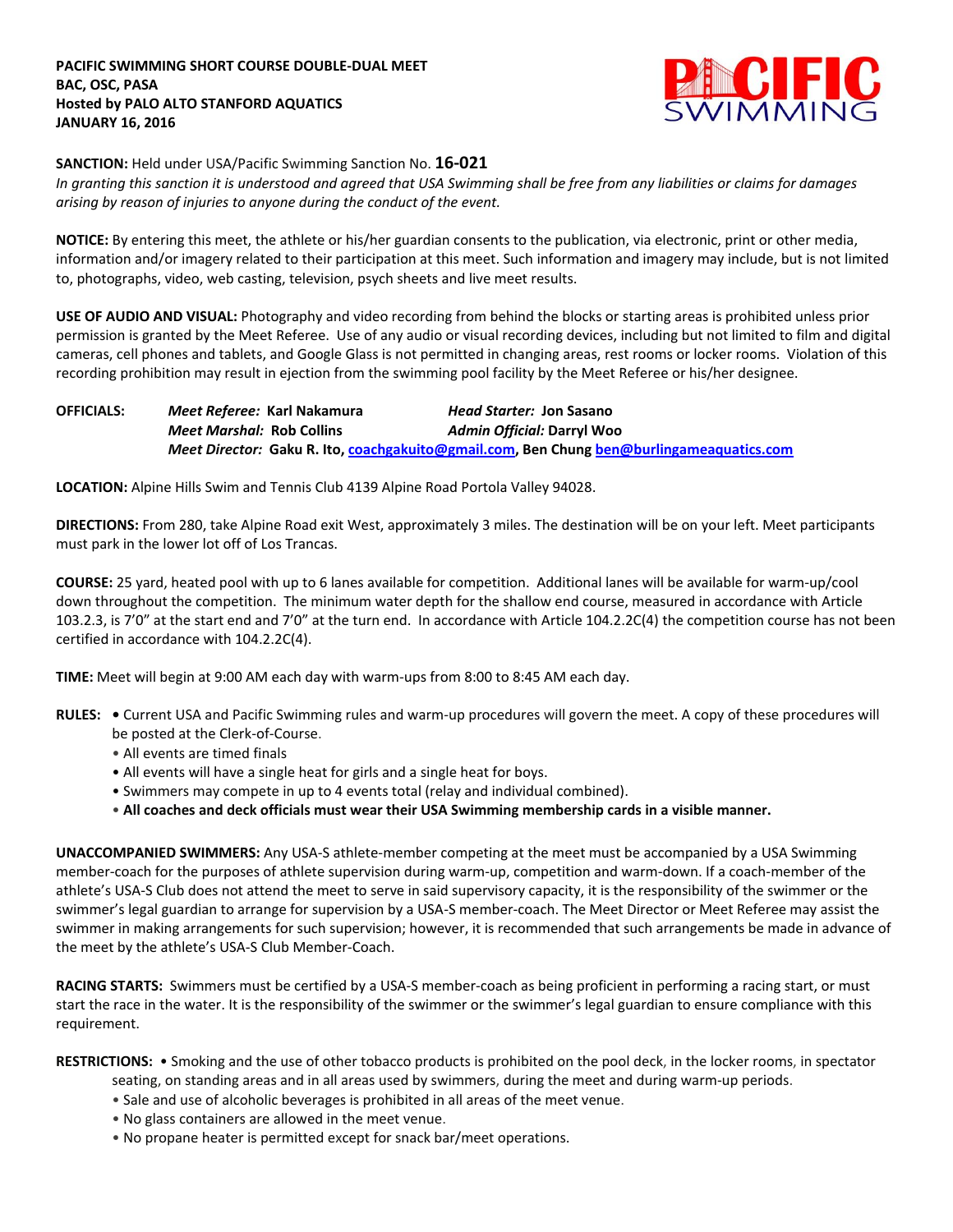**PACIFIC SWIMMING SHORT COURSE DOUBLE-DUAL MEET**
**BAC, OSC, PASA**
**Hosted by PALO ALTO STANFORD AQUATICS**
**JANUARY 16, 2016**

**SANCTION:** Held under USA/Pacific Swimming Sanction No. **16-021**
*In granting this sanction it is understood and agreed that USA Swimming shall be free from any liabilities or claims for damages arising by reason of injuries to anyone during the conduct of the event.*

**NOTICE:** By entering this meet, the athlete or his/her guardian consents to the publication, via electronic, print or other media, information and/or imagery related to their participation at this meet. Such information and imagery may include, but is not limited to, photographs, video, web casting, television, psych sheets and live meet results.

**USE OF AUDIO AND VISUAL:** Photography and video recording from behind the blocks or starting areas is prohibited unless prior permission is granted by the Meet Referee. Use of any audio or visual recording devices, including but not limited to film and digital cameras, cell phones and tablets, and Google Glass is not permitted in changing areas, rest rooms or locker rooms. Violation of this recording prohibition may result in ejection from the swimming pool facility by the Meet Referee or his/her designee.

**OFFICIALS:** *Meet Referee:* **Karl Nakamura** *Head Starter:* **Jon Sasano**
*Meet Marshal:* **Rob Collins** *Admin Official:* **Darryl Woo**
*Meet Director:* **Gaku R. Ito, coachgakuito@gmail.com, Ben Chung ben@burlingameaquatics.com**

**LOCATION:** Alpine Hills Swim and Tennis Club 4139 Alpine Road Portola Valley 94028.

**DIRECTIONS:** From 280, take Alpine Road exit West, approximately 3 miles. The destination will be on your left. Meet participants must park in the lower lot off of Los Trancas.

**COURSE:** 25 yard, heated pool with up to 6 lanes available for competition. Additional lanes will be available for warm-up/cool down throughout the competition. The minimum water depth for the shallow end course, measured in accordance with Article 103.2.3, is 7'0" at the start end and 7'0" at the turn end. In accordance with Article 104.2.2C(4) the competition course has not been certified in accordance with 104.2.2C(4).

**TIME:** Meet will begin at 9:00 AM each day with warm-ups from 8:00 to 8:45 AM each day.

**RULES:**
- Current USA and Pacific Swimming rules and warm-up procedures will govern the meet. A copy of these procedures will be posted at the Clerk-of-Course.
- All events are timed finals
- All events will have a single heat for girls and a single heat for boys.
- Swimmers may compete in up to 4 events total (relay and individual combined).
- **All coaches and deck officials must wear their USA Swimming membership cards in a visible manner.**

**UNACCOMPANIED SWIMMERS:** Any USA-S athlete-member competing at the meet must be accompanied by a USA Swimming member-coach for the purposes of athlete supervision during warm-up, competition and warm-down. If a coach-member of the athlete's USA-S Club does not attend the meet to serve in said supervisory capacity, it is the responsibility of the swimmer or the swimmer's legal guardian to arrange for supervision by a USA-S member-coach. The Meet Director or Meet Referee may assist the swimmer in making arrangements for such supervision; however, it is recommended that such arrangements be made in advance of the meet by the athlete's USA-S Club Member-Coach.

**RACING STARTS:** Swimmers must be certified by a USA-S member-coach as being proficient in performing a racing start, or must start the race in the water. It is the responsibility of the swimmer or the swimmer's legal guardian to ensure compliance with this requirement.

**RESTRICTIONS:**
- Smoking and the use of other tobacco products is prohibited on the pool deck, in the locker rooms, in spectator seating, on standing areas and in all areas used by swimmers, during the meet and during warm-up periods.
- Sale and use of alcoholic beverages is prohibited in all areas of the meet venue.
- No glass containers are allowed in the meet venue.
- No propane heater is permitted except for snack bar/meet operations.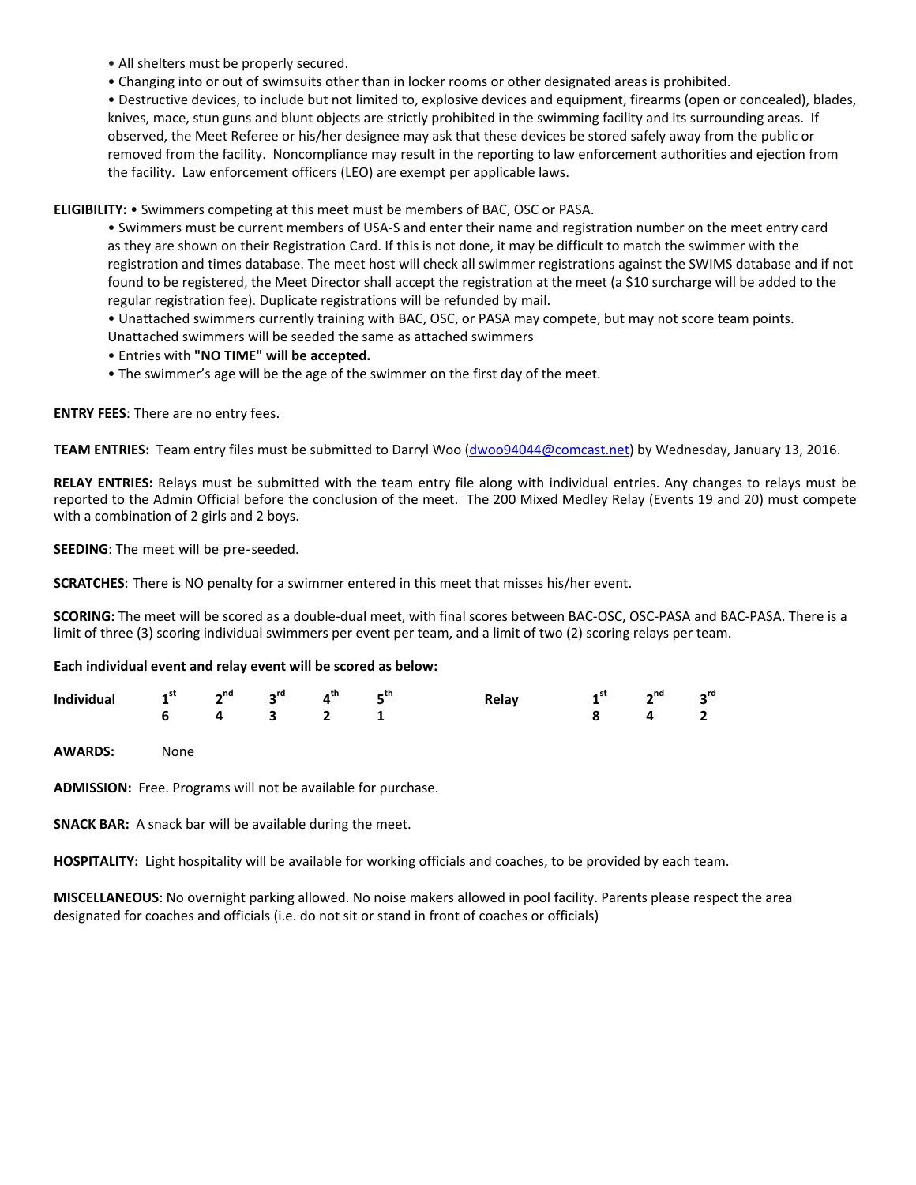- All shelters must be properly secured.
- Changing into or out of swimsuits other than in locker rooms or other designated areas is prohibited.
- Destructive devices, to include but not limited to, explosive devices and equipment, firearms (open or concealed), blades, knives, mace, stun guns and blunt objects are strictly prohibited in the swimming facility and its surrounding areas. If observed, the Meet Referee or his/her designee may ask that these devices be stored safely away from the public or removed from the facility. Noncompliance may result in the reporting to law enforcement authorities and ejection from the facility. Law enforcement officers (LEO) are exempt per applicable laws.

**ELIGIBILITY:** • Swimmers competing at this meet must be members of BAC, OSC or PASA.

- Swimmers must be current members of USA-S and enter their name and registration number on the meet entry card as they are shown on their Registration Card. If this is not done, it may be difficult to match the swimmer with the registration and times database. The meet host will check all swimmer registrations against the SWIMS database and if not found to be registered, the Meet Director shall accept the registration at the meet (a $10 surcharge will be added to the regular registration fee). Duplicate registrations will be refunded by mail.
- Unattached swimmers currently training with BAC, OSC, or PASA may compete, but may not score team points. Unattached swimmers will be seeded the same as attached swimmers
- Entries with **"NO TIME" will be accepted.**
- The swimmer's age will be the age of the swimmer on the first day of the meet.

**ENTRY FEES**: There are no entry fees.

**TEAM ENTRIES:** Team entry files must be submitted to Darryl Woo (dwoo94044@comcast.net) by Wednesday, January 13, 2016.

**RELAY ENTRIES:** Relays must be submitted with the team entry file along with individual entries. Any changes to relays must be reported to the Admin Official before the conclusion of the meet. The 200 Mixed Medley Relay (Events 19 and 20) must compete with a combination of 2 girls and 2 boys.

**SEEDING**: The meet will be pre-seeded.

**SCRATCHES**: There is NO penalty for a swimmer entered in this meet that misses his/her event.

**SCORING:** The meet will be scored as a double-dual meet, with final scores between BAC-OSC, OSC-PASA and BAC-PASA. There is a limit of three (3) scoring individual swimmers per event per team, and a limit of two (2) scoring relays per team.

**Each individual event and relay event will be scored as below:**

| | 1st | 2nd | 3rd | 4th | 5th |
|---|---|---|---|---|---|
| **Individual** | 6 | 4 | 3 | 2 | 1 |
| **Relay** | 8 | 4 | 2 | | |

**AWARDS:** None

**ADMISSION:** Free. Programs will not be available for purchase.

**SNACK BAR:** A snack bar will be available during the meet.

**HOSPITALITY:** Light hospitality will be available for working officials and coaches, to be provided by each team.

**MISCELLANEOUS**: No overnight parking allowed. No noise makers allowed in pool facility. Parents please respect the area designated for coaches and officials (i.e. do not sit or stand in front of coaches or officials)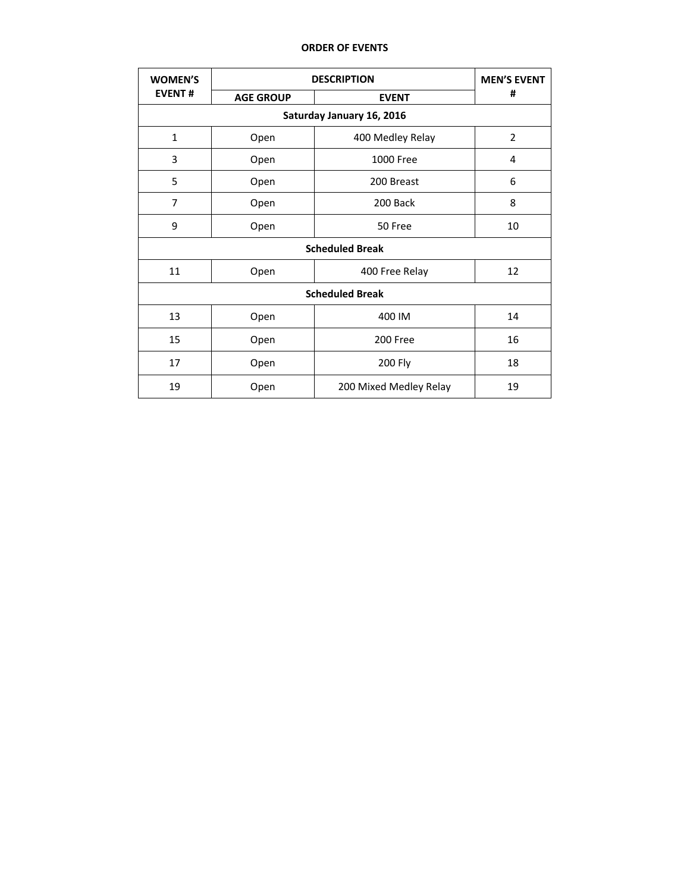**ORDER OF EVENTS**

| WOMEN'S EVENT # | DESCRIPTION | | MEN'S EVENT # |
|---|---|---|---|
| | AGE GROUP | EVENT | |
| **Saturday January 16, 2016** | | | |
| 1 | Open | 400 Medley Relay | 2 |
| 3 | Open | 1000 Free | 4 |
| 5 | Open | 200 Breast | 6 |
| 7 | Open | 200 Back | 8 |
| 9 | Open | 50 Free | 10 |
| **Scheduled Break** | | | |
| 11 | Open | 400 Free Relay | 12 |
| **Scheduled Break** | | | |
| 13 | Open | 400 IM | 14 |
| 15 | Open | 200 Free | 16 |
| 17 | Open | 200 Fly | 18 |
| 19 | Open | 200 Mixed Medley Relay | 19 |